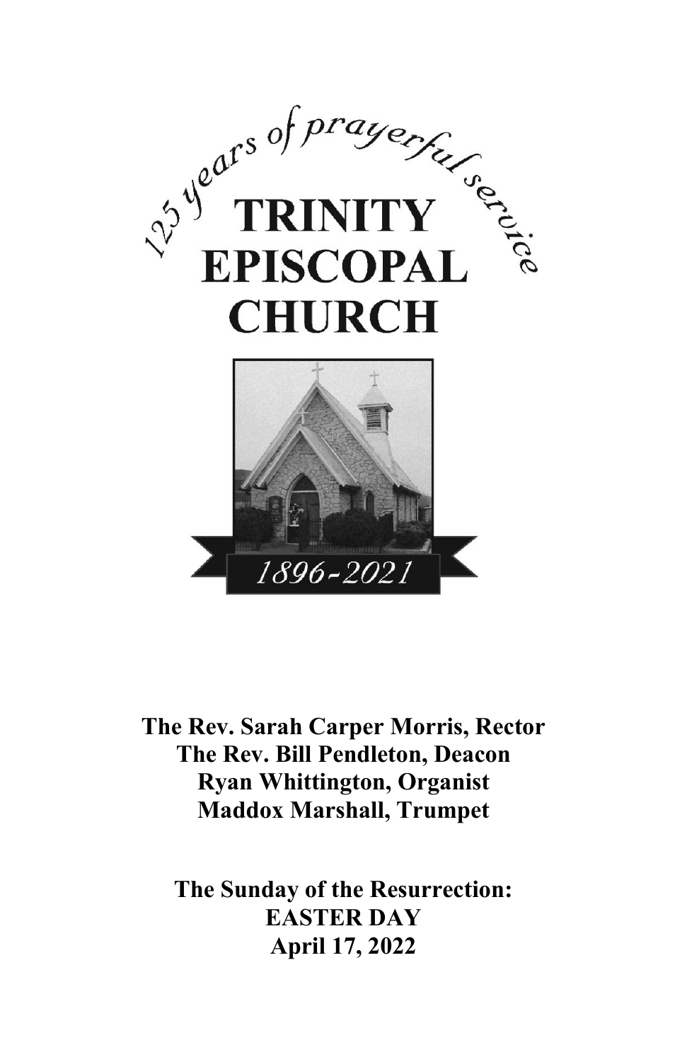125 years of prayerful service

# TRINITY EPISCOPAL CHURCH

1896-2021

**The Rev. Sarah Carper Morris, Rector**
**The Rev. Bill Pendleton, Deacon**
**Ryan Whittington, Organist**
**Maddox Marshall, Trumpet**

**The Sunday of the Resurrection:**
**EASTER DAY**
**April 17, 2022**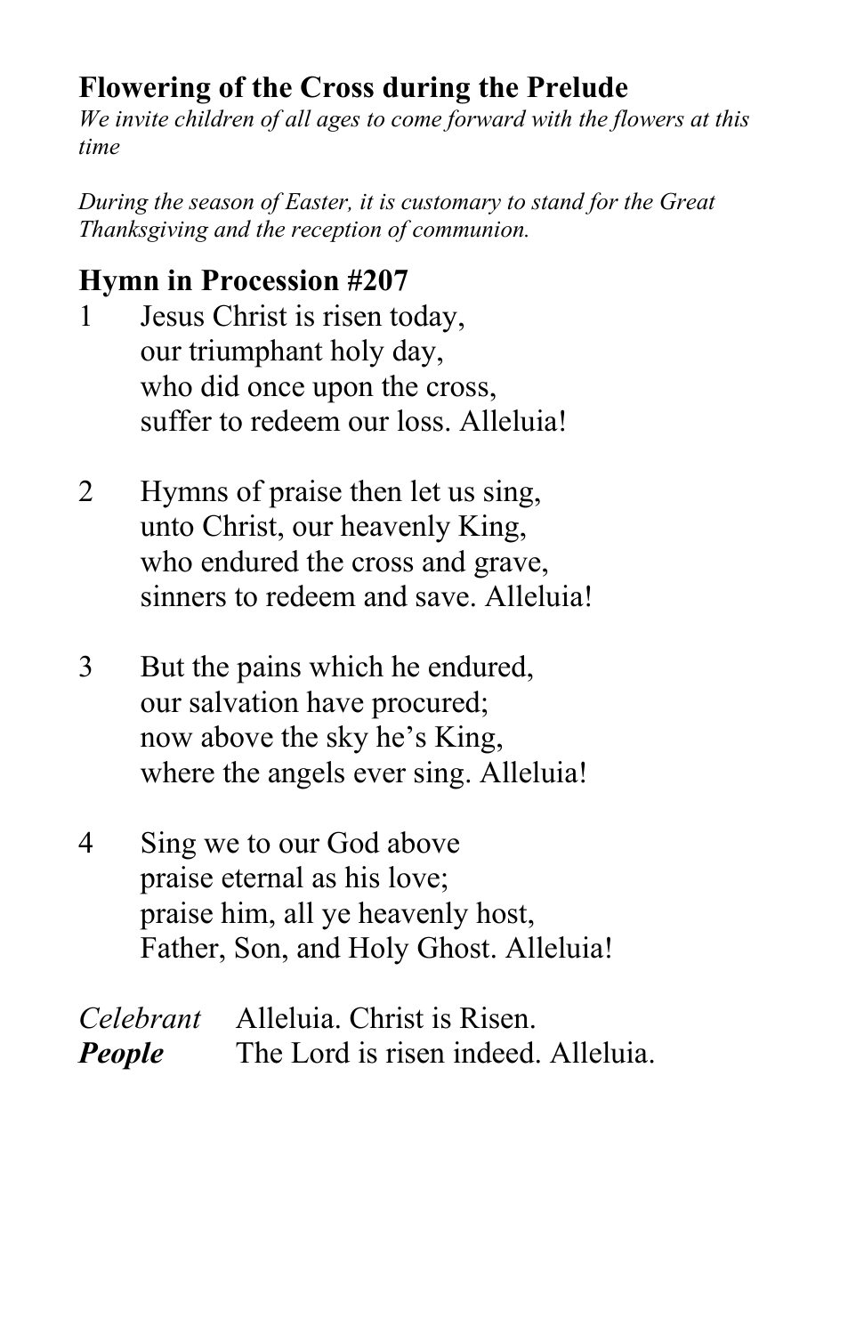## Flowering of the Cross during the Prelude

*We invite children of all ages to come forward with the flowers at this time*

*During the season of Easter, it is customary to stand for the Great Thanksgiving and the reception of communion.*

## Hymn in Procession #207

1 Jesus Christ is risen today,
our triumphant holy day,
who did once upon the cross,
suffer to redeem our loss. Alleluia!

2 Hymns of praise then let us sing,
unto Christ, our heavenly King,
who endured the cross and grave,
sinners to redeem and save. Alleluia!

3 But the pains which he endured,
our salvation have procured;
now above the sky he's King,
where the angels ever sing. Alleluia!

4 Sing we to our God above
praise eternal as his love;
praise him, all ye heavenly host,
Father, Son, and Holy Ghost. Alleluia!

*Celebrant* Alleluia. Christ is Risen.
***People*** The Lord is risen indeed. Alleluia.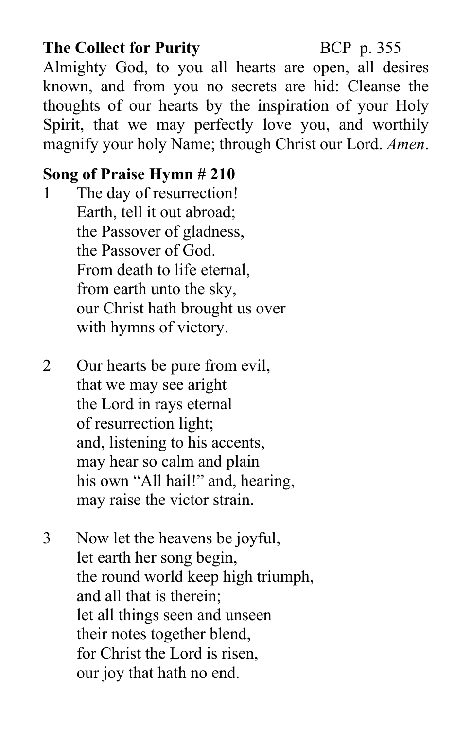**The Collect for Purity** BCP p. 355

Almighty God, to you all hearts are open, all desires known, and from you no secrets are hid: Cleanse the thoughts of our hearts by the inspiration of your Holy Spirit, that we may perfectly love you, and worthily magnify your holy Name; through Christ our Lord. *Amen*.

**Song of Praise Hymn # 210**

1 The day of resurrection!
Earth, tell it out abroad;
the Passover of gladness,
the Passover of God.
From death to life eternal,
from earth unto the sky,
our Christ hath brought us over
with hymns of victory.

2 Our hearts be pure from evil,
that we may see aright
the Lord in rays eternal
of resurrection light;
and, listening to his accents,
may hear so calm and plain
his own "All hail!" and, hearing,
may raise the victor strain.

3 Now let the heavens be joyful,
let earth her song begin,
the round world keep high triumph,
and all that is therein;
let all things seen and unseen
their notes together blend,
for Christ the Lord is risen,
our joy that hath no end.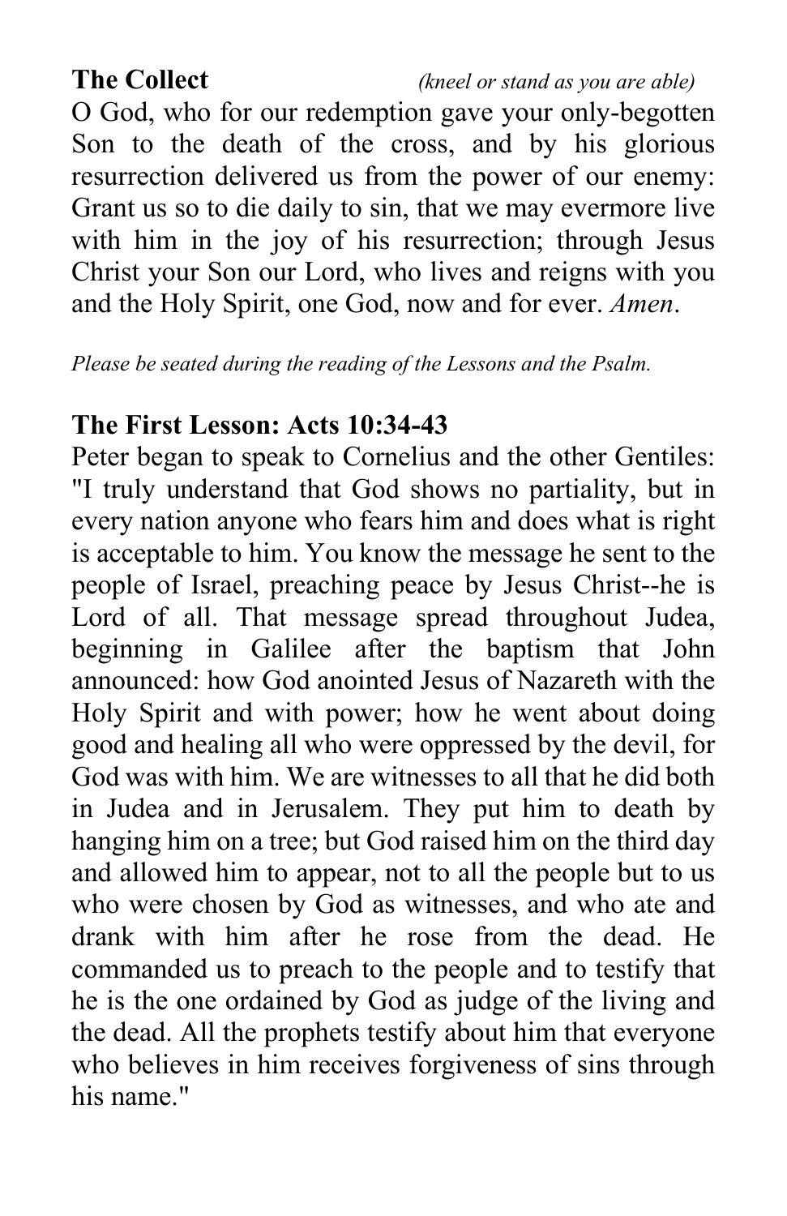**The Collect** *(kneel or stand as you are able)*

O God, who for our redemption gave your only-begotten Son to the death of the cross, and by his glorious resurrection delivered us from the power of our enemy: Grant us so to die daily to sin, that we may evermore live with him in the joy of his resurrection; through Jesus Christ your Son our Lord, who lives and reigns with you and the Holy Spirit, one God, now and for ever. *Amen*.

*Please be seated during the reading of the Lessons and the Psalm.*

**The First Lesson: Acts 10:34-43**

Peter began to speak to Cornelius and the other Gentiles: "I truly understand that God shows no partiality, but in every nation anyone who fears him and does what is right is acceptable to him. You know the message he sent to the people of Israel, preaching peace by Jesus Christ--he is Lord of all. That message spread throughout Judea, beginning in Galilee after the baptism that John announced: how God anointed Jesus of Nazareth with the Holy Spirit and with power; how he went about doing good and healing all who were oppressed by the devil, for God was with him. We are witnesses to all that he did both in Judea and in Jerusalem. They put him to death by hanging him on a tree; but God raised him on the third day and allowed him to appear, not to all the people but to us who were chosen by God as witnesses, and who ate and drank with him after he rose from the dead. He commanded us to preach to the people and to testify that he is the one ordained by God as judge of the living and the dead. All the prophets testify about him that everyone who believes in him receives forgiveness of sins through his name."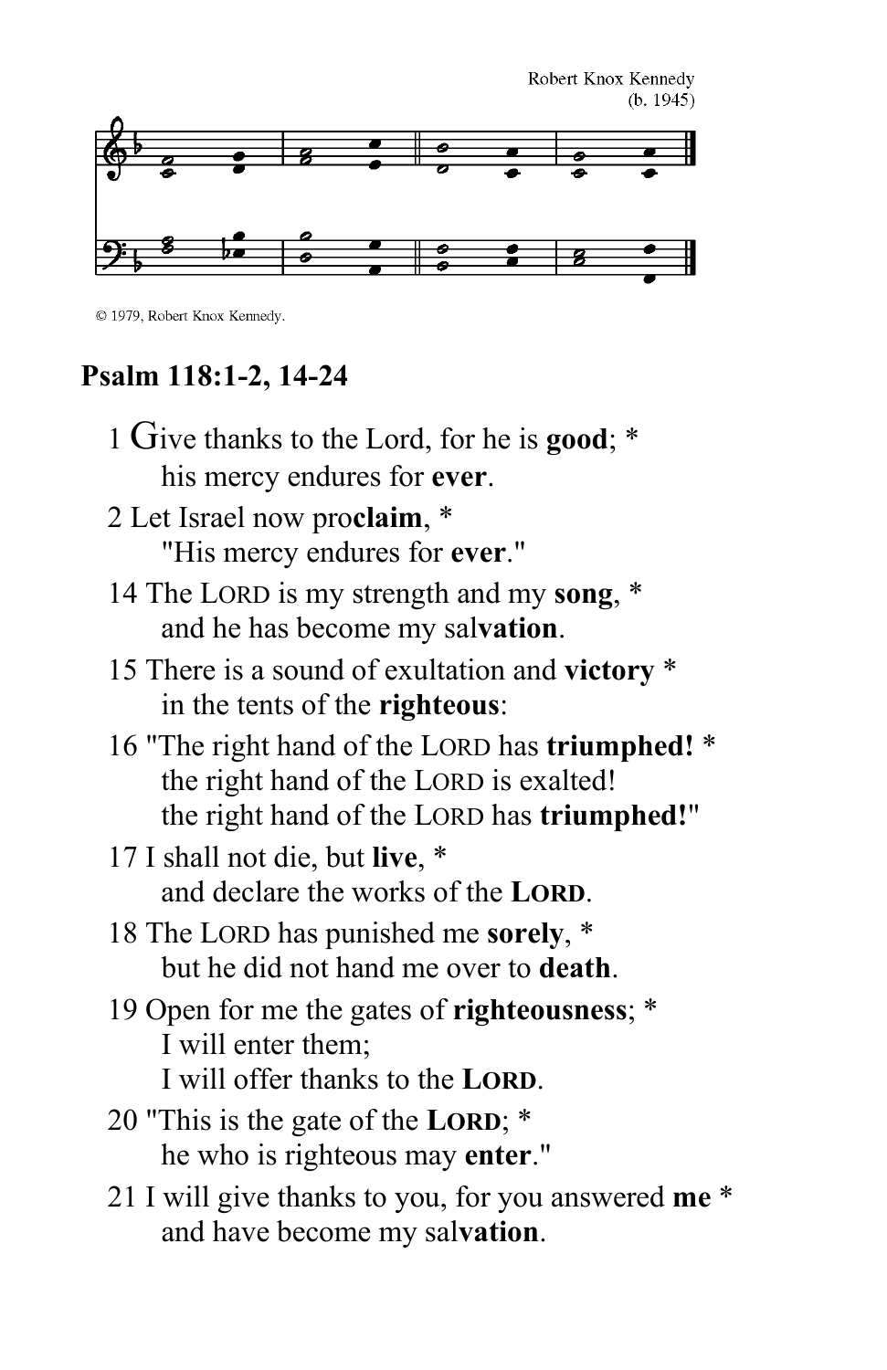Robert Knox Kennedy
(b. 1945)

© 1979, Robert Knox Kennedy.

## Psalm 118:1-2, 14-24

1 Give thanks to the Lord, for he is **good**; *
his mercy endures for **ever**.

2 Let Israel now pro**claim**, *
"His mercy endures for **ever**."

14 The LORD is my strength and my **song**, *
and he has become my sal**vation**.

15 There is a sound of exultation and **victory** *
in the tents of the **righteous**:

16 "The right hand of the LORD has **triumphed!** *
the right hand of the LORD is exalted!
the right hand of the LORD has **triumphed!**"

17 I shall not die, but **live**, *
and declare the works of the **LORD**.

18 The LORD has punished me **sorely**, *
but he did not hand me over to **death**.

19 Open for me the gates of **righteousness**; *
I will enter them;
I will offer thanks to the **LORD**.

20 "This is the gate of the **LORD**; *
he who is righteous may **enter**."

21 I will give thanks to you, for you answered **me** *
and have become my sal**vation**.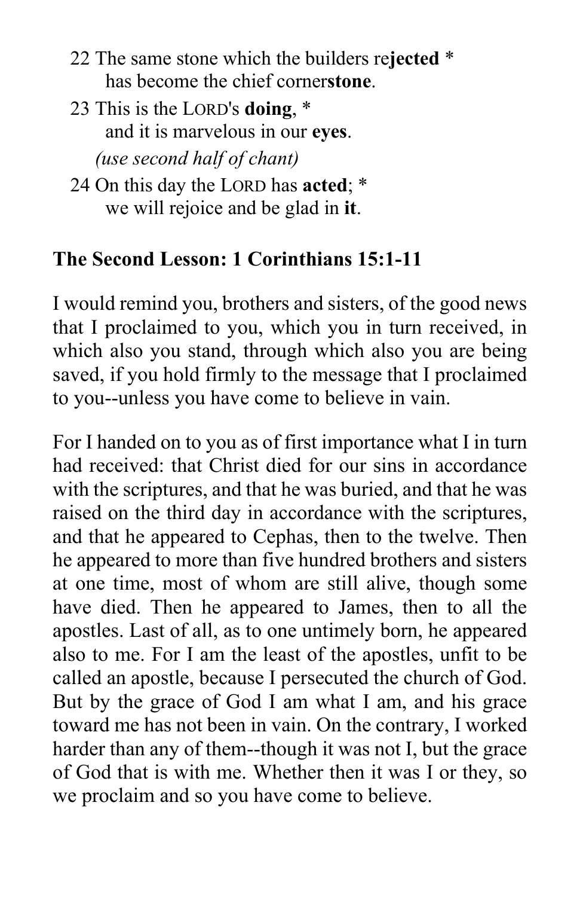22 The same stone which the builders re**jected** *
has become the chief corner**stone**.

23 This is the LORD's **doing**, *
and it is marvelous in our **eyes**.
*(use second half of chant)*

24 On this day the LORD has **acted**; *
we will rejoice and be glad in **it**.

**The Second Lesson: 1 Corinthians 15:1-11**

I would remind you, brothers and sisters, of the good news that I proclaimed to you, which you in turn received, in which also you stand, through which also you are being saved, if you hold firmly to the message that I proclaimed to you--unless you have come to believe in vain.

For I handed on to you as of first importance what I in turn had received: that Christ died for our sins in accordance with the scriptures, and that he was buried, and that he was raised on the third day in accordance with the scriptures, and that he appeared to Cephas, then to the twelve. Then he appeared to more than five hundred brothers and sisters at one time, most of whom are still alive, though some have died. Then he appeared to James, then to all the apostles. Last of all, as to one untimely born, he appeared also to me. For I am the least of the apostles, unfit to be called an apostle, because I persecuted the church of God. But by the grace of God I am what I am, and his grace toward me has not been in vain. On the contrary, I worked harder than any of them--though it was not I, but the grace of God that is with me. Whether then it was I or they, so we proclaim and so you have come to believe.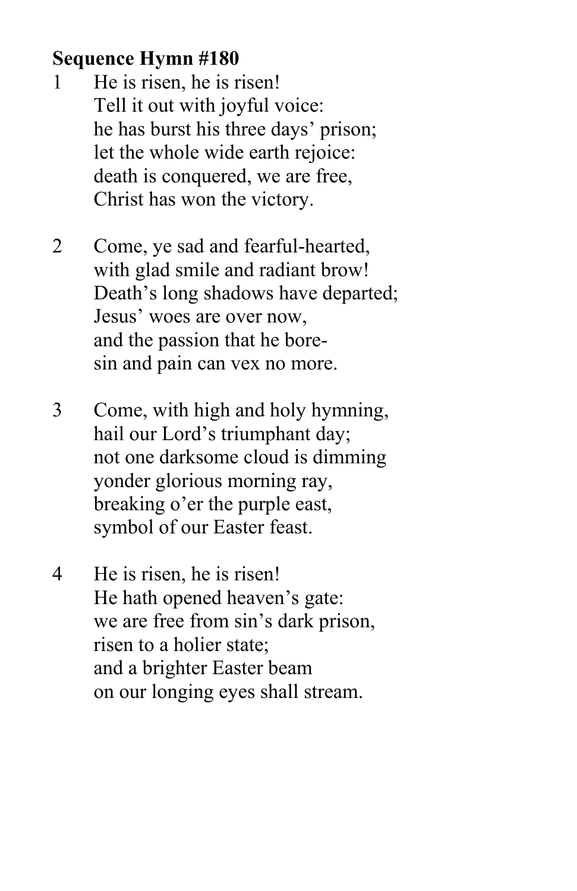**Sequence Hymn #180**

1 He is risen, he is risen!
Tell it out with joyful voice:
he has burst his three days' prison;
let the whole wide earth rejoice:
death is conquered, we are free,
Christ has won the victory.

2 Come, ye sad and fearful-hearted,
with glad smile and radiant brow!
Death's long shadows have departed;
Jesus' woes are over now,
and the passion that he bore-
sin and pain can vex no more.

3 Come, with high and holy hymning,
hail our Lord's triumphant day;
not one darksome cloud is dimming
yonder glorious morning ray,
breaking o'er the purple east,
symbol of our Easter feast.

4 He is risen, he is risen!
He hath opened heaven's gate:
we are free from sin's dark prison,
risen to a holier state;
and a brighter Easter beam
on our longing eyes shall stream.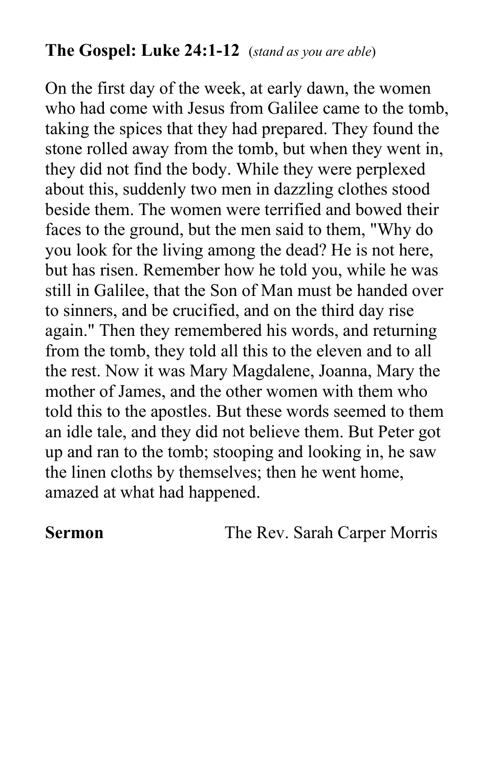**The Gospel: Luke 24:1-12** (*stand as you are able*)

On the first day of the week, at early dawn, the women who had come with Jesus from Galilee came to the tomb, taking the spices that they had prepared. They found the stone rolled away from the tomb, but when they went in, they did not find the body. While they were perplexed about this, suddenly two men in dazzling clothes stood beside them. The women were terrified and bowed their faces to the ground, but the men said to them, "Why do you look for the living among the dead? He is not here, but has risen. Remember how he told you, while he was still in Galilee, that the Son of Man must be handed over to sinners, and be crucified, and on the third day rise again." Then they remembered his words, and returning from the tomb, they told all this to the eleven and to all the rest. Now it was Mary Magdalene, Joanna, Mary the mother of James, and the other women with them who told this to the apostles. But these words seemed to them an idle tale, and they did not believe them. But Peter got up and ran to the tomb; stooping and looking in, he saw the linen cloths by themselves; then he went home, amazed at what had happened.

**Sermon** The Rev. Sarah Carper Morris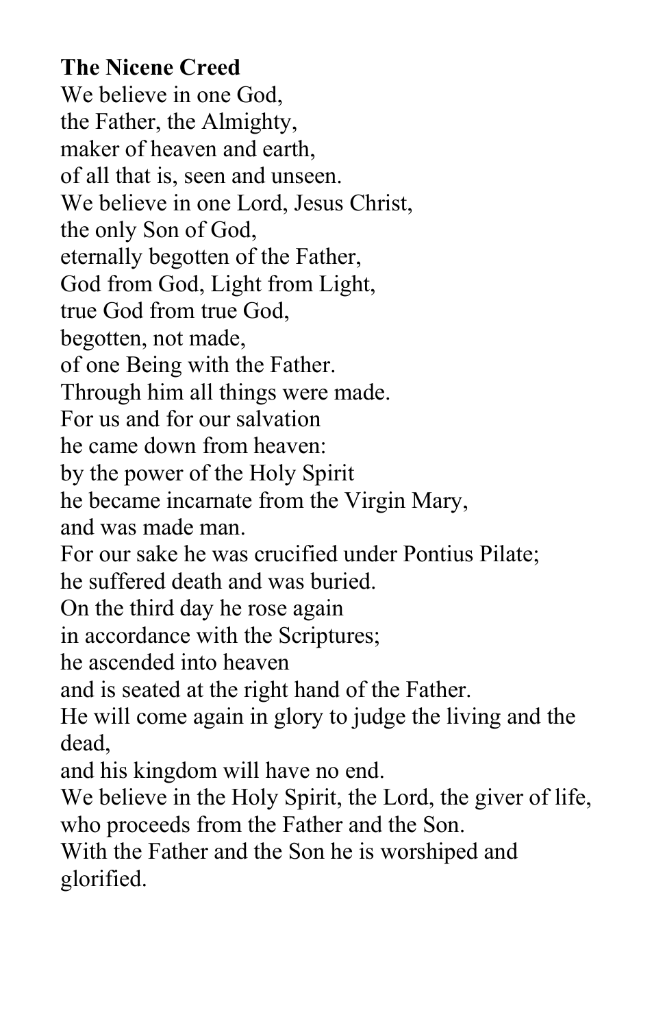**The Nicene Creed**

We believe in one God,
the Father, the Almighty,
maker of heaven and earth,
of all that is, seen and unseen.
We believe in one Lord, Jesus Christ,
the only Son of God,
eternally begotten of the Father,
God from God, Light from Light,
true God from true God,
begotten, not made,
of one Being with the Father.
Through him all things were made.
For us and for our salvation
he came down from heaven:
by the power of the Holy Spirit
he became incarnate from the Virgin Mary,
and was made man.
For our sake he was crucified under Pontius Pilate;
he suffered death and was buried.
On the third day he rose again
in accordance with the Scriptures;
he ascended into heaven
and is seated at the right hand of the Father.
He will come again in glory to judge the living and the dead,
and his kingdom will have no end.
We believe in the Holy Spirit, the Lord, the giver of life,
who proceeds from the Father and the Son.
With the Father and the Son he is worshiped and glorified.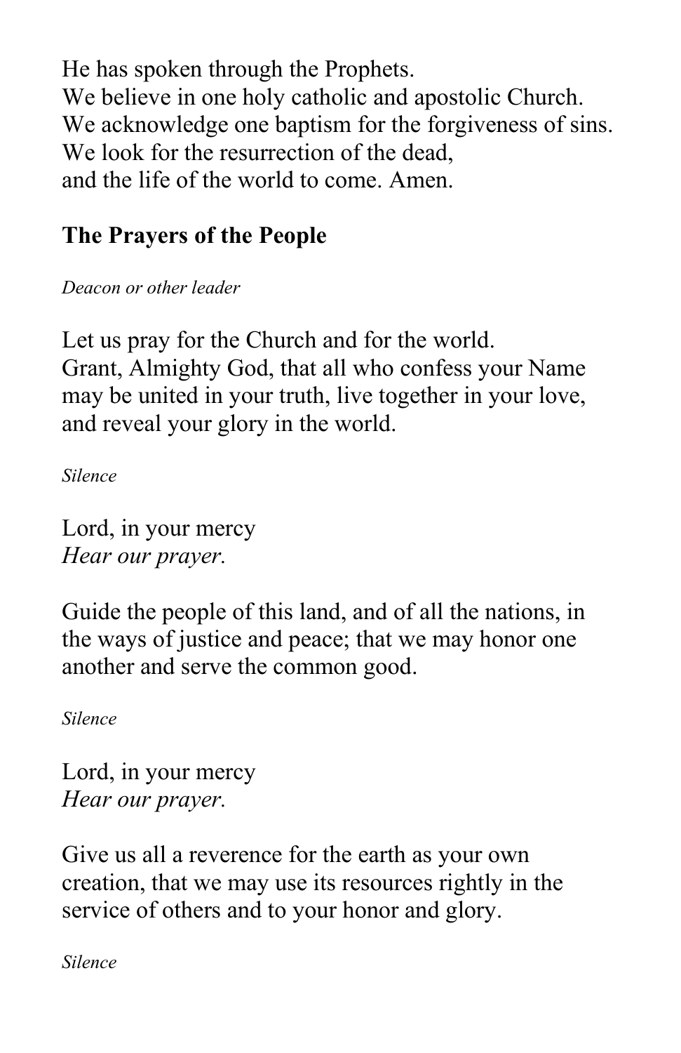He has spoken through the Prophets.
We believe in one holy catholic and apostolic Church.
We acknowledge one baptism for the forgiveness of sins.
We look for the resurrection of the dead,
and the life of the world to come. Amen.

## The Prayers of the People

*Deacon or other leader*

Let us pray for the Church and for the world.
Grant, Almighty God, that all who confess your Name may be united in your truth, live together in your love, and reveal your glory in the world.

*Silence*

Lord, in your mercy
*Hear our prayer.*

Guide the people of this land, and of all the nations, in the ways of justice and peace; that we may honor one another and serve the common good.

*Silence*

Lord, in your mercy
*Hear our prayer.*

Give us all a reverence for the earth as your own creation, that we may use its resources rightly in the service of others and to your honor and glory.

*Silence*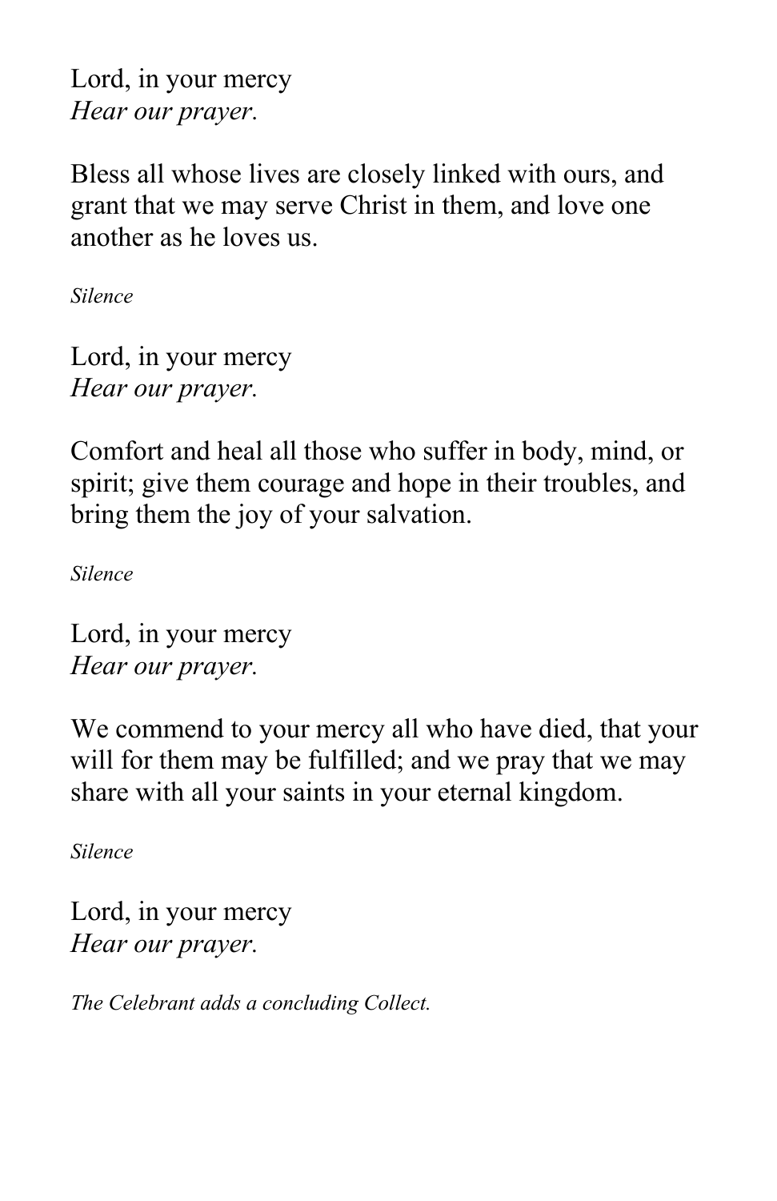Lord, in your mercy  
*Hear our prayer.*

Bless all whose lives are closely linked with ours, and grant that we may serve Christ in them, and love one another as he loves us.

*Silence*

Lord, in your mercy  
*Hear our prayer.*

Comfort and heal all those who suffer in body, mind, or spirit; give them courage and hope in their troubles, and bring them the joy of your salvation.

*Silence*

Lord, in your mercy  
*Hear our prayer.*

We commend to your mercy all who have died, that your will for them may be fulfilled; and we pray that we may share with all your saints in your eternal kingdom.

*Silence*

Lord, in your mercy  
*Hear our prayer.*

*The Celebrant adds a concluding Collect.*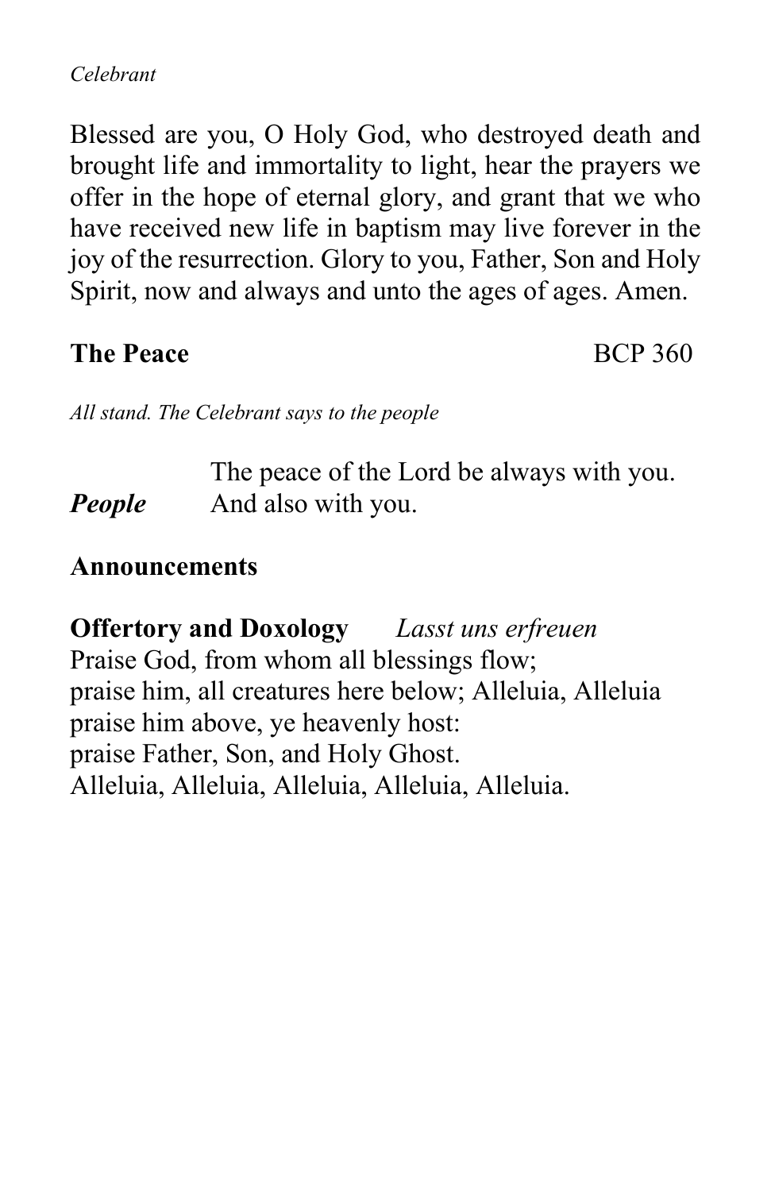*Celebrant*

Blessed are you, O Holy God, who destroyed death and brought life and immortality to light, hear the prayers we offer in the hope of eternal glory, and grant that we who have received new life in baptism may live forever in the joy of the resurrection. Glory to you, Father, Son and Holy Spirit, now and always and unto the ages of ages. Amen.

**The Peace** BCP 360

*All stand. The Celebrant says to the people*

The peace of the Lord be always with you.
***People*** And also with you.

**Announcements**

**Offertory and Doxology** *Lasst uns erfreuen*
Praise God, from whom all blessings flow;
praise him, all creatures here below; Alleluia, Alleluia
praise him above, ye heavenly host:
praise Father, Son, and Holy Ghost.
Alleluia, Alleluia, Alleluia, Alleluia, Alleluia.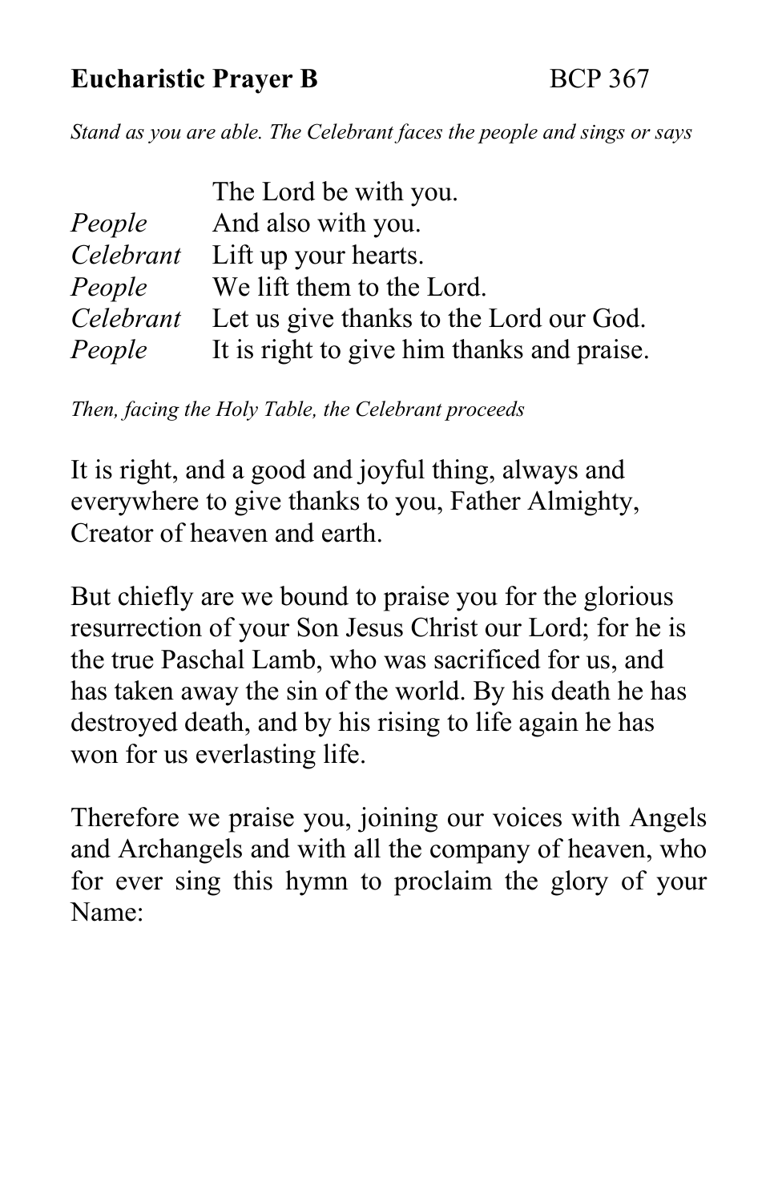**Eucharistic Prayer B** BCP 367

*Stand as you are able. The Celebrant faces the people and sings or says*

The Lord be with you.
*People* And also with you.
*Celebrant* Lift up your hearts.
*People* We lift them to the Lord.
*Celebrant* Let us give thanks to the Lord our God.
*People* It is right to give him thanks and praise.

*Then, facing the Holy Table, the Celebrant proceeds*

It is right, and a good and joyful thing, always and everywhere to give thanks to you, Father Almighty, Creator of heaven and earth.

But chiefly are we bound to praise you for the glorious resurrection of your Son Jesus Christ our Lord; for he is the true Paschal Lamb, who was sacrificed for us, and has taken away the sin of the world. By his death he has destroyed death, and by his rising to life again he has won for us everlasting life.

Therefore we praise you, joining our voices with Angels and Archangels and with all the company of heaven, who for ever sing this hymn to proclaim the glory of your Name: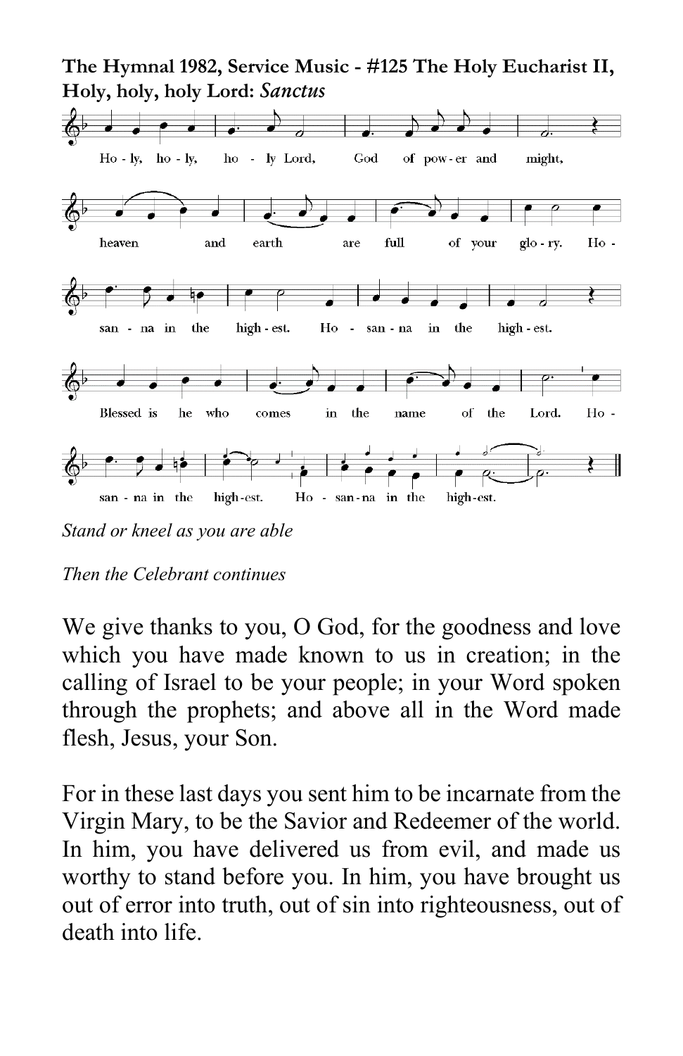**The Hymnal 1982, Service Music - #125 The Holy Eucharist II, Holy, holy, holy Lord:** ***Sanctus***

Ho - ly, ho - ly, ho - ly Lord, God of pow - er and might, heaven and earth are full of your glo - ry. Ho - san - na in the high - est. Ho - san - na in the high - est.

Blessed is he who comes in the name of the Lord. Ho - san - na in the high-est. Ho - san-na in the high-est.

*Stand or kneel as you are able*

*Then the Celebrant continues*

We give thanks to you, O God, for the goodness and love which you have made known to us in creation; in the calling of Israel to be your people; in your Word spoken through the prophets; and above all in the Word made flesh, Jesus, your Son.

For in these last days you sent him to be incarnate from the Virgin Mary, to be the Savior and Redeemer of the world. In him, you have delivered us from evil, and made us worthy to stand before you. In him, you have brought us out of error into truth, out of sin into righteousness, out of death into life.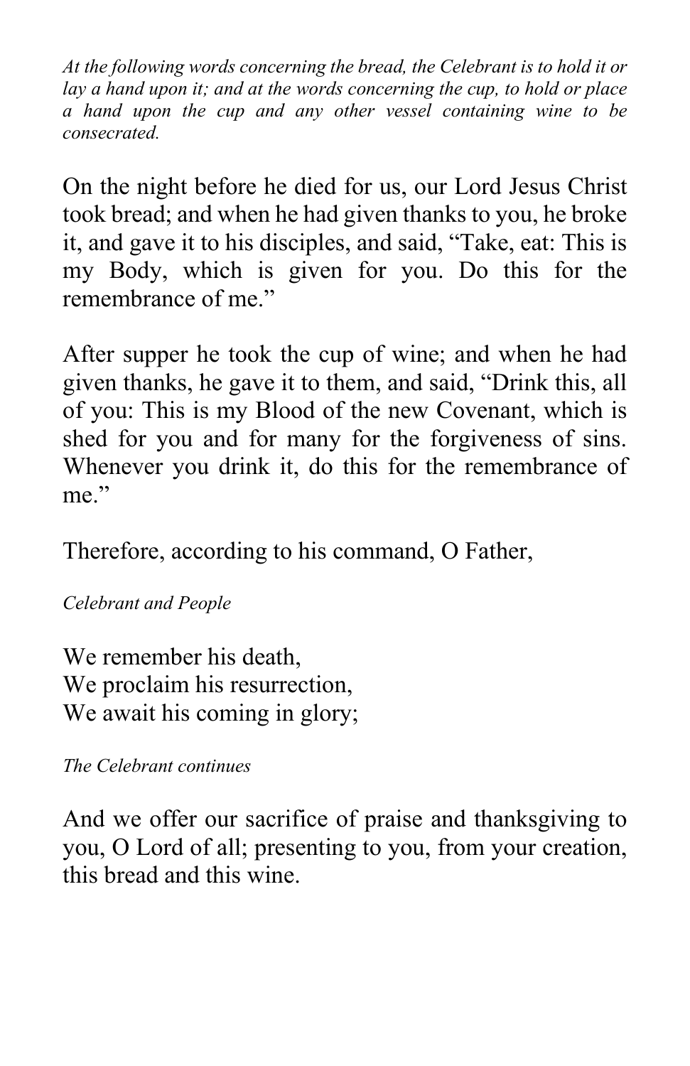*At the following words concerning the bread, the Celebrant is to hold it or lay a hand upon it; and at the words concerning the cup, to hold or place a hand upon the cup and any other vessel containing wine to be consecrated.*

On the night before he died for us, our Lord Jesus Christ took bread; and when he had given thanks to you, he broke it, and gave it to his disciples, and said, “Take, eat: This is my Body, which is given for you. Do this for the remembrance of me.”

After supper he took the cup of wine; and when he had given thanks, he gave it to them, and said, “Drink this, all of you: This is my Blood of the new Covenant, which is shed for you and for many for the forgiveness of sins. Whenever you drink it, do this for the remembrance of me.”

Therefore, according to his command, O Father,

*Celebrant and People*

We remember his death,  
We proclaim his resurrection,  
We await his coming in glory;

*The Celebrant continues*

And we offer our sacrifice of praise and thanksgiving to you, O Lord of all; presenting to you, from your creation, this bread and this wine.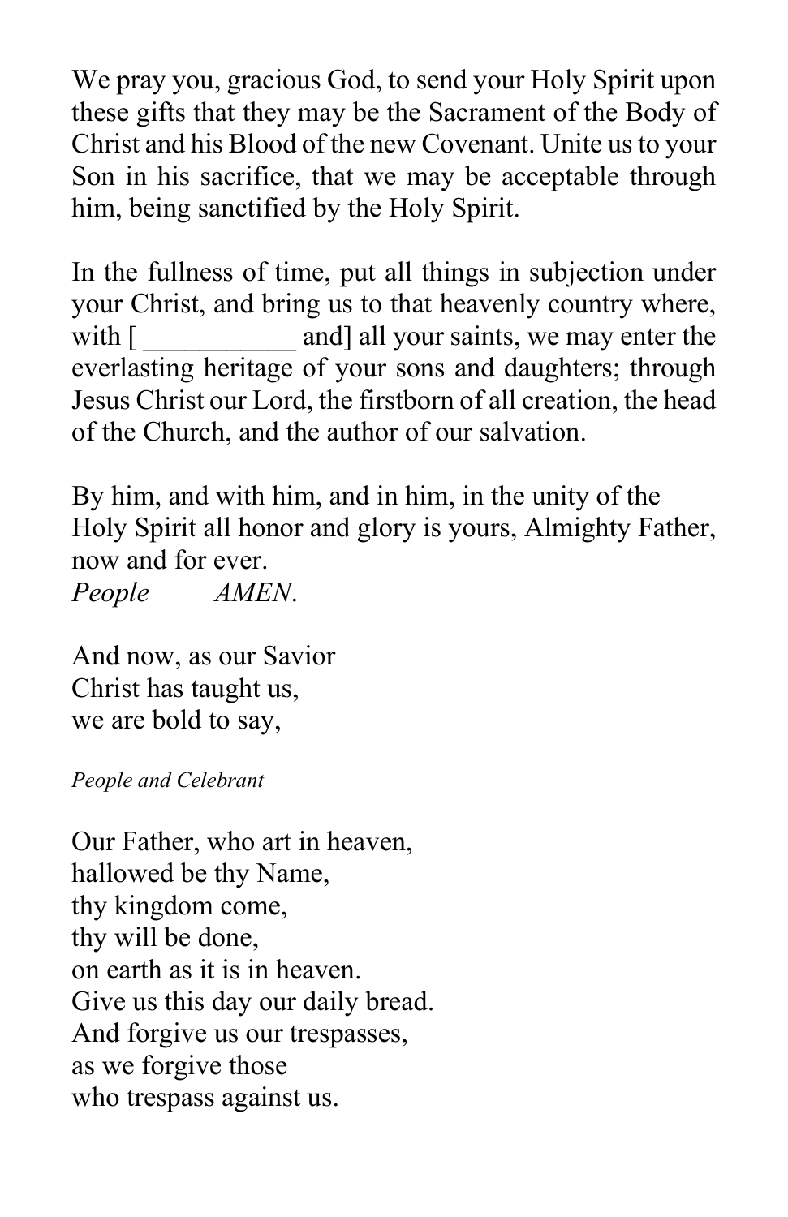We pray you, gracious God, to send your Holy Spirit upon these gifts that they may be the Sacrament of the Body of Christ and his Blood of the new Covenant. Unite us to your Son in his sacrifice, that we may be acceptable through him, being sanctified by the Holy Spirit.

In the fullness of time, put all things in subjection under your Christ, and bring us to that heavenly country where, with [ ___________ and] all your saints, we may enter the everlasting heritage of your sons and daughters; through Jesus Christ our Lord, the firstborn of all creation, the head of the Church, and the author of our salvation.

By him, and with him, and in him, in the unity of the Holy Spirit all honor and glory is yours, Almighty Father, now and for ever.  
*People* *AMEN.*

And now, as our Savior  
Christ has taught us,  
we are bold to say,

*People and Celebrant*

Our Father, who art in heaven,  
hallowed be thy Name,  
thy kingdom come,  
thy will be done,  
on earth as it is in heaven.  
Give us this day our daily bread.  
And forgive us our trespasses,  
as we forgive those  
who trespass against us.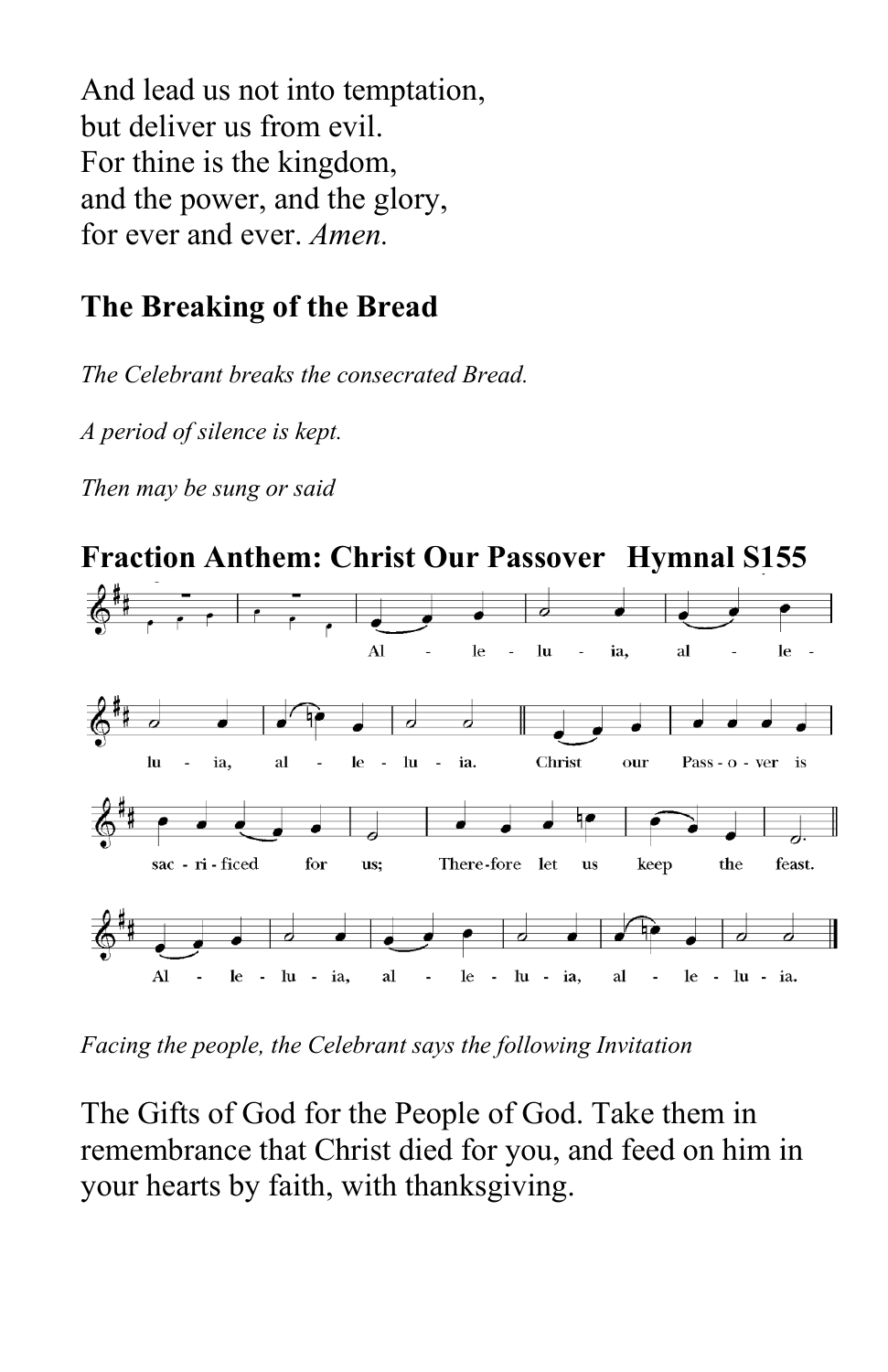And lead us not into temptation,
but deliver us from evil.
For thine is the kingdom,
and the power, and the glory,
for ever and ever. *Amen.*

## The Breaking of the Bread

*The Celebrant breaks the consecrated Bread.*

*A period of silence is kept.*

*Then may be sung or said*

## Fraction Anthem: Christ Our Passover Hymnal S155

Alleluia, alleluia, alleluia.

Christ our Passover is sacrificed for us; Therefore let us keep the feast.

Alleluia, alleluia, alleluia.

*Facing the people, the Celebrant says the following Invitation*

The Gifts of God for the People of God. Take them in remembrance that Christ died for you, and feed on him in your hearts by faith, with thanksgiving.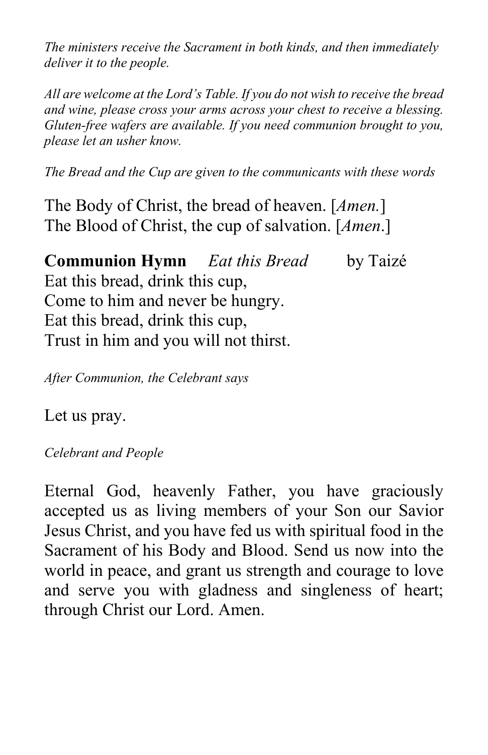*The ministers receive the Sacrament in both kinds, and then immediately deliver it to the people.*

*All are welcome at the Lord's Table. If you do not wish to receive the bread and wine, please cross your arms across your chest to receive a blessing. Gluten-free wafers are available. If you need communion brought to you, please let an usher know.*

*The Bread and the Cup are given to the communicants with these words*

The Body of Christ, the bread of heaven. [*Amen.*]
The Blood of Christ, the cup of salvation. [*Amen*.]

**Communion Hymn** *Eat this Bread* by Taizé

Eat this bread, drink this cup,
Come to him and never be hungry.
Eat this bread, drink this cup,
Trust in him and you will not thirst.

*After Communion, the Celebrant says*

Let us pray.

*Celebrant and People*

Eternal God, heavenly Father, you have graciously accepted us as living members of your Son our Savior Jesus Christ, and you have fed us with spiritual food in the Sacrament of his Body and Blood. Send us now into the world in peace, and grant us strength and courage to love and serve you with gladness and singleness of heart; through Christ our Lord. Amen.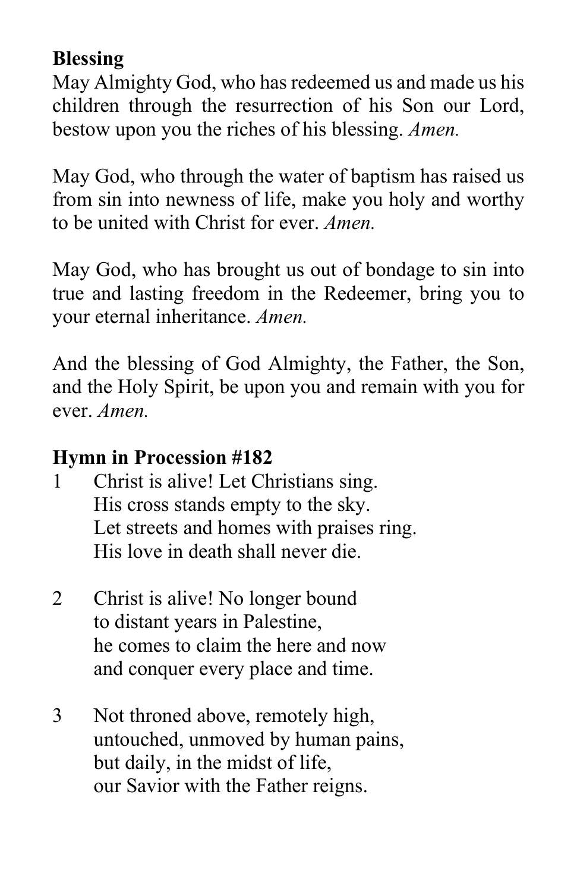**Blessing**

May Almighty God, who has redeemed us and made us his children through the resurrection of his Son our Lord, bestow upon you the riches of his blessing. *Amen.*

May God, who through the water of baptism has raised us from sin into newness of life, make you holy and worthy to be united with Christ for ever. *Amen.*

May God, who has brought us out of bondage to sin into true and lasting freedom in the Redeemer, bring you to your eternal inheritance. *Amen.*

And the blessing of God Almighty, the Father, the Son, and the Holy Spirit, be upon you and remain with you for ever. *Amen.*

**Hymn in Procession #182**

1 Christ is alive! Let Christians sing.
His cross stands empty to the sky.
Let streets and homes with praises ring.
His love in death shall never die.

2 Christ is alive! No longer bound
to distant years in Palestine,
he comes to claim the here and now
and conquer every place and time.

3 Not throned above, remotely high,
untouched, unmoved by human pains,
but daily, in the midst of life,
our Savior with the Father reigns.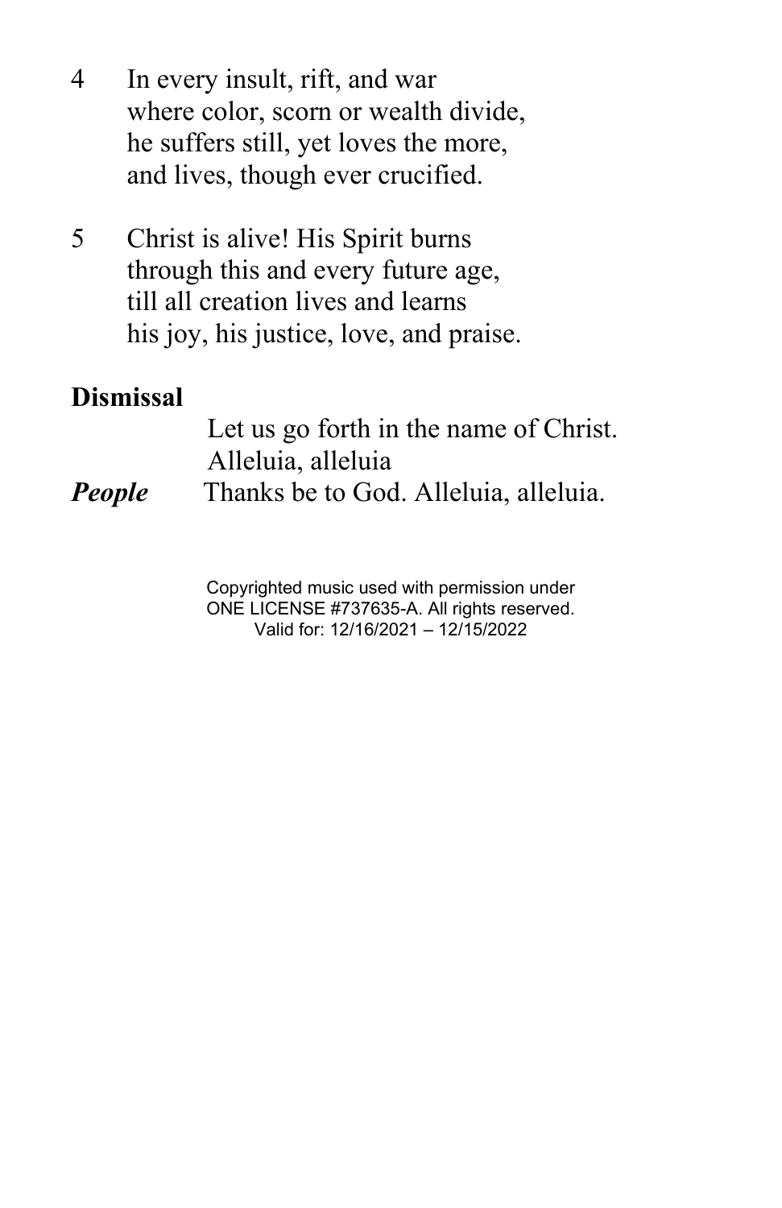4 In every insult, rift, and war
where color, scorn or wealth divide,
he suffers still, yet loves the more,
and lives, though ever crucified.

5 Christ is alive! His Spirit burns
through this and every future age,
till all creation lives and learns
his joy, his justice, love, and praise.

**Dismissal**

Let us go forth in the name of Christ.
Alleluia, alleluia

***People*** Thanks be to God. Alleluia, alleluia.

Copyrighted music used with permission under
ONE LICENSE #737635-A. All rights reserved.
Valid for: 12/16/2021 – 12/15/2022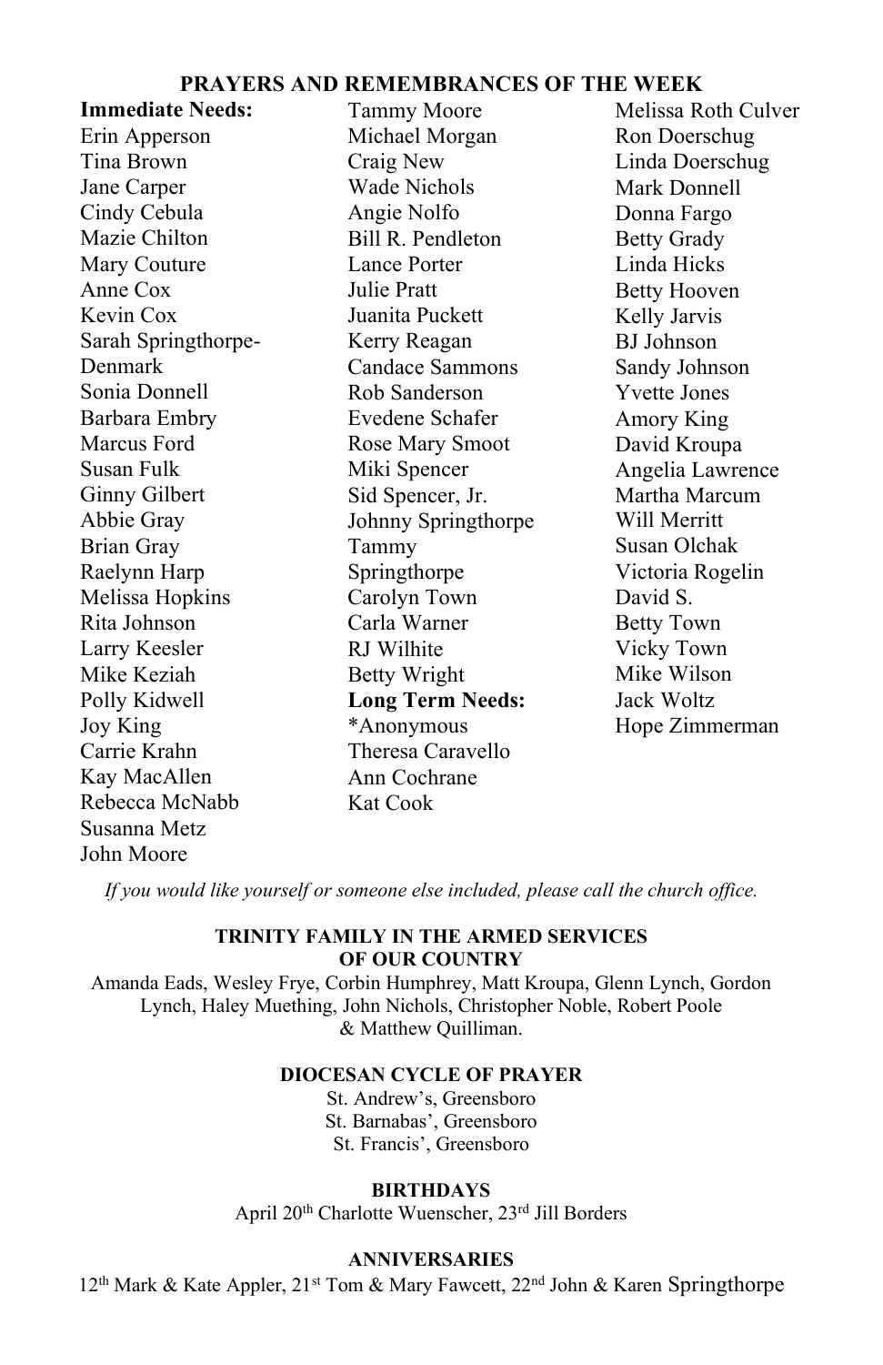## PRAYERS AND REMEMBRANCES OF THE WEEK

**Immediate Needs:**

Erin Apperson
Tina Brown
Jane Carper
Cindy Cebula
Mazie Chilton
Mary Couture
Anne Cox
Kevin Cox
Sarah Springthorpe-Denmark
Sonia Donnell
Barbara Embry
Marcus Ford
Susan Fulk
Ginny Gilbert
Abbie Gray
Brian Gray
Raelynn Harp
Melissa Hopkins
Rita Johnson
Larry Keesler
Mike Keziah
Polly Kidwell
Joy King
Carrie Krahn
Kay MacAllen
Rebecca McNabb
Susanna Metz
John Moore
Tammy Moore
Michael Morgan
Craig New
Wade Nichols
Angie Nolfo
Bill R. Pendleton
Lance Porter
Julie Pratt
Juanita Puckett
Kerry Reagan
Candace Sammons
Rob Sanderson
Evedene Schafer
Rose Mary Smoot
Miki Spencer
Sid Spencer, Jr.
Johnny Springthorpe
Tammy Springthorpe
Carolyn Town
Carla Warner
RJ Wilhite
Betty Wright

**Long Term Needs:**

*Anonymous
Theresa Caravello
Ann Cochrane
Kat Cook
Melissa Roth Culver
Ron Doerschug
Linda Doerschug
Mark Donnell
Donna Fargo
Betty Grady
Linda Hicks
Betty Hooven
Kelly Jarvis
BJ Johnson
Sandy Johnson
Yvette Jones
Amory King
David Kroupa
Angelia Lawrence
Martha Marcum
Will Merritt
Susan Olchak
Victoria Rogelin
David S.
Betty Town
Vicky Town
Mike Wilson
Jack Woltz
Hope Zimmerman

*If you would like yourself or someone else included, please call the church office.*

### TRINITY FAMILY IN THE ARMED SERVICES OF OUR COUNTRY

Amanda Eads, Wesley Frye, Corbin Humphrey, Matt Kroupa, Glenn Lynch, Gordon Lynch, Haley Muething, John Nichols, Christopher Noble, Robert Poole & Matthew Quilliman.

### DIOCESAN CYCLE OF PRAYER

St. Andrew's, Greensboro
St. Barnabas', Greensboro
St. Francis', Greensboro

### BIRTHDAYS

April 20th Charlotte Wuenscher, 23rd Jill Borders

### ANNIVERSARIES

12th Mark & Kate Appler, 21st Tom & Mary Fawcett, 22nd John & Karen Springthorpe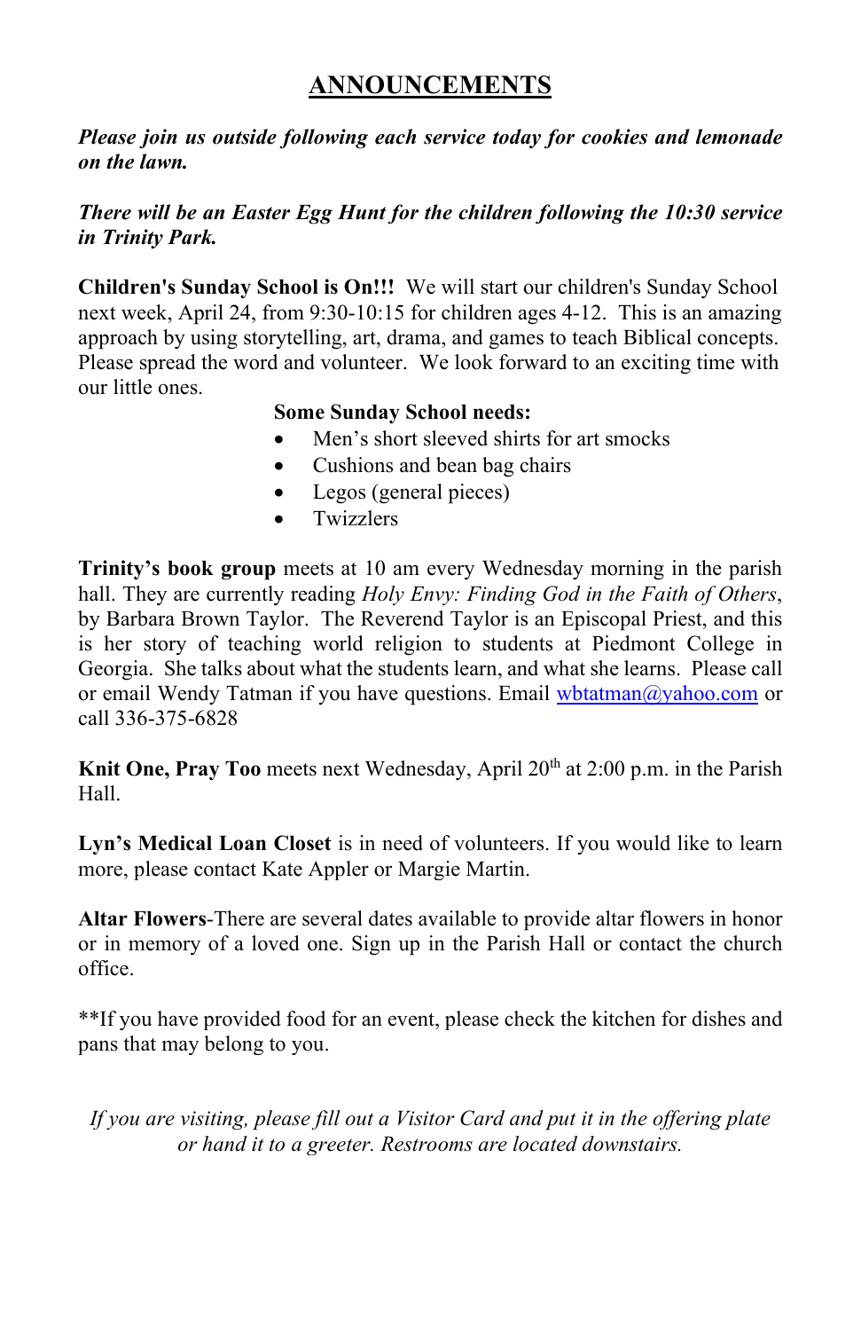# ANNOUNCEMENTS

***Please join us outside following each service today for cookies and lemonade on the lawn.***

***There will be an Easter Egg Hunt for the children following the 10:30 service in Trinity Park.***

**Children's Sunday School is On!!!** We will start our children's Sunday School next week, April 24, from 9:30-10:15 for children ages 4-12. This is an amazing approach by using storytelling, art, drama, and games to teach Biblical concepts. Please spread the word and volunteer. We look forward to an exciting time with our little ones.

**Some Sunday School needs:**

- Men's short sleeved shirts for art smocks
- Cushions and bean bag chairs
- Legos (general pieces)
- Twizzlers

**Trinity's book group** meets at 10 am every Wednesday morning in the parish hall. They are currently reading *Holy Envy: Finding God in the Faith of Others*, by Barbara Brown Taylor. The Reverend Taylor is an Episcopal Priest, and this is her story of teaching world religion to students at Piedmont College in Georgia. She talks about what the students learn, and what she learns. Please call or email Wendy Tatman if you have questions. Email wbtatman@yahoo.com or call 336-375-6828

**Knit One, Pray Too** meets next Wednesday, April 20th at 2:00 p.m. in the Parish Hall.

**Lyn's Medical Loan Closet** is in need of volunteers. If you would like to learn more, please contact Kate Appler or Margie Martin.

**Altar Flowers**-There are several dates available to provide altar flowers in honor or in memory of a loved one. Sign up in the Parish Hall or contact the church office.

**If you have provided food for an event, please check the kitchen for dishes and pans that may belong to you.

*If you are visiting, please fill out a Visitor Card and put it in the offering plate or hand it to a greeter. Restrooms are located downstairs.*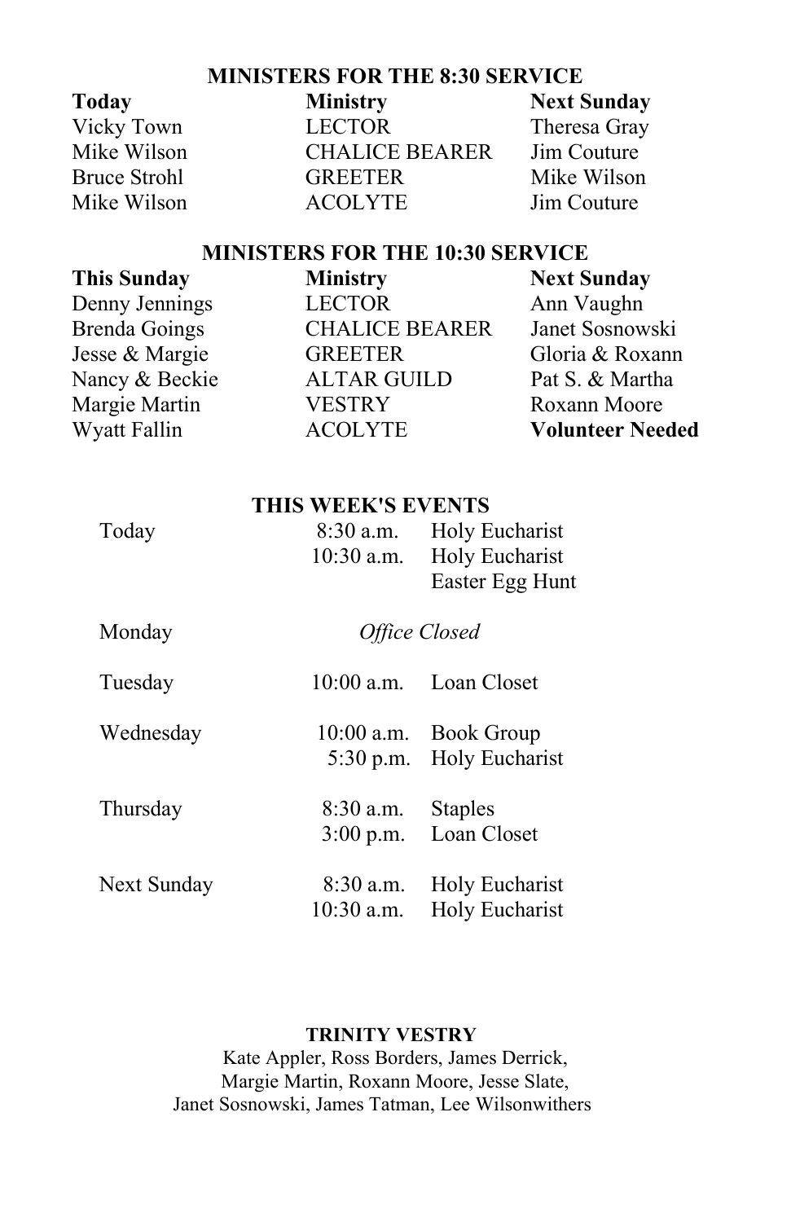## MINISTERS FOR THE 8:30 SERVICE

| Today | Ministry | Next Sunday |
|---|---|---|
| Vicky Town | LECTOR | Theresa Gray |
| Mike Wilson | CHALICE BEARER | Jim Couture |
| Bruce Strohl | GREETER | Mike Wilson |
| Mike Wilson | ACOLYTE | Jim Couture |

## MINISTERS FOR THE 10:30 SERVICE

| This Sunday | Ministry | Next Sunday |
|---|---|---|
| Denny Jennings | LECTOR | Ann Vaughn |
| Brenda Goings | CHALICE BEARER | Janet Sosnowski |
| Jesse & Margie | GREETER | Gloria & Roxann |
| Nancy & Beckie | ALTAR GUILD | Pat S. & Martha |
| Margie Martin | VESTRY | Roxann Moore |
| Wyatt Fallin | ACOLYTE | **Volunteer Needed** |

## THIS WEEK'S EVENTS

| | | |
|---|---|---|
| Today | 8:30 a.m. | Holy Eucharist |
| | 10:30 a.m. | Holy Eucharist |
| | | Easter Egg Hunt |
| Monday | *Office Closed* | |
| Tuesday | 10:00 a.m. | Loan Closet |
| Wednesday | 10:00 a.m. | Book Group |
| | 5:30 p.m. | Holy Eucharist |
| Thursday | 8:30 a.m. | Staples |
| | 3:00 p.m. | Loan Closet |
| Next Sunday | 8:30 a.m. | Holy Eucharist |
| | 10:30 a.m. | Holy Eucharist |

**TRINITY VESTRY**

Kate Appler, Ross Borders, James Derrick,
Margie Martin, Roxann Moore, Jesse Slate,
Janet Sosnowski, James Tatman, Lee Wilsonwithers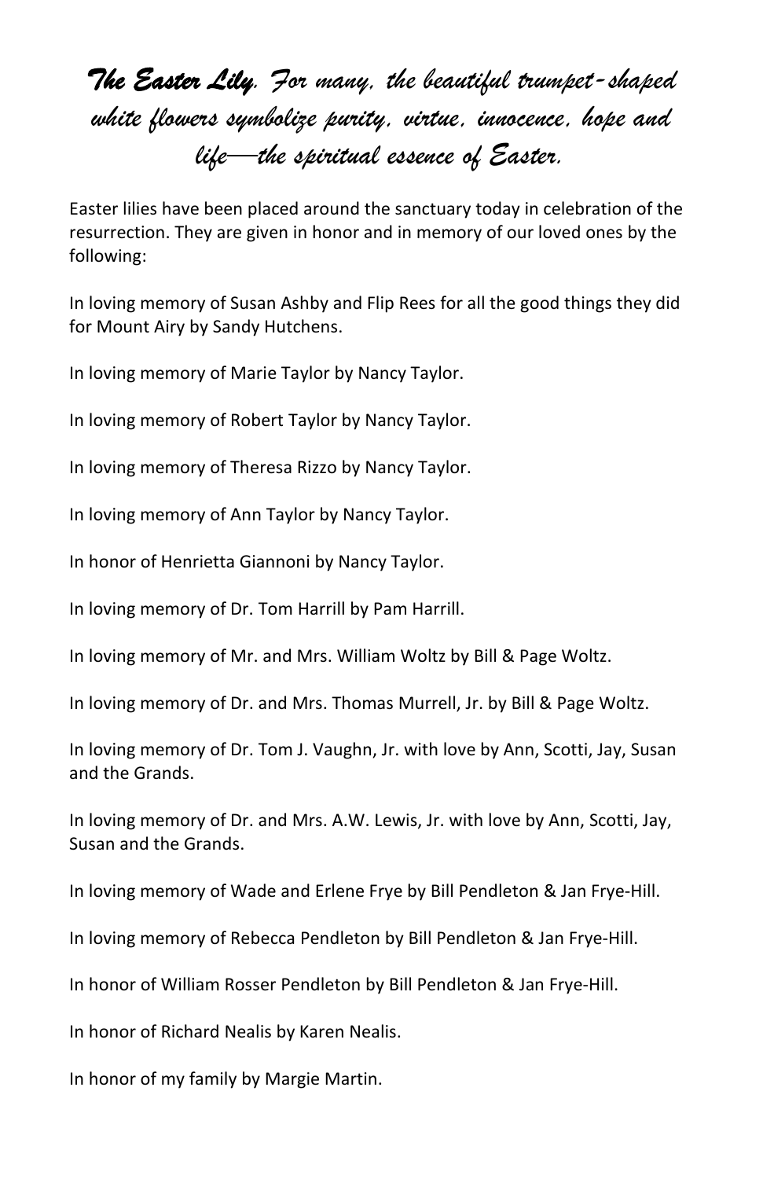***The Easter Lily**. For many, the beautiful trumpet-shaped white flowers symbolize purity, virtue, innocence, hope and life—the spiritual essence of Easter.*

Easter lilies have been placed around the sanctuary today in celebration of the resurrection. They are given in honor and in memory of our loved ones by the following:

In loving memory of Susan Ashby and Flip Rees for all the good things they did for Mount Airy by Sandy Hutchens.

In loving memory of Marie Taylor by Nancy Taylor.

In loving memory of Robert Taylor by Nancy Taylor.

In loving memory of Theresa Rizzo by Nancy Taylor.

In loving memory of Ann Taylor by Nancy Taylor.

In honor of Henrietta Giannoni by Nancy Taylor.

In loving memory of Dr. Tom Harrill by Pam Harrill.

In loving memory of Mr. and Mrs. William Woltz by Bill & Page Woltz.

In loving memory of Dr. and Mrs. Thomas Murrell, Jr. by Bill & Page Woltz.

In loving memory of Dr. Tom J. Vaughn, Jr. with love by Ann, Scotti, Jay, Susan and the Grands.

In loving memory of Dr. and Mrs. A.W. Lewis, Jr. with love by Ann, Scotti, Jay, Susan and the Grands.

In loving memory of Wade and Erlene Frye by Bill Pendleton & Jan Frye-Hill.

In loving memory of Rebecca Pendleton by Bill Pendleton & Jan Frye-Hill.

In honor of William Rosser Pendleton by Bill Pendleton & Jan Frye-Hill.

In honor of Richard Nealis by Karen Nealis.

In honor of my family by Margie Martin.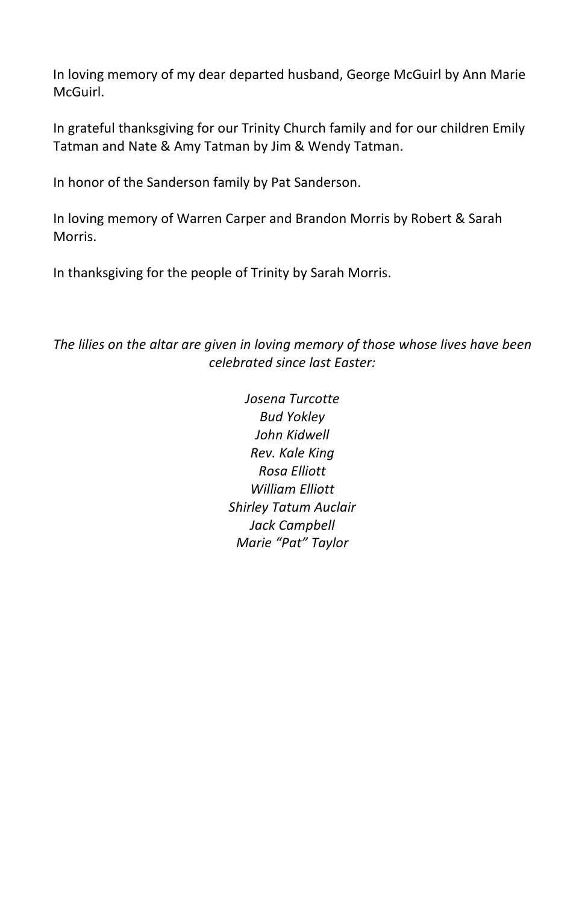In loving memory of my dear departed husband, George McGuirl by Ann Marie McGuirl.

In grateful thanksgiving for our Trinity Church family and for our children Emily Tatman and Nate & Amy Tatman by Jim & Wendy Tatman.

In honor of the Sanderson family by Pat Sanderson.

In loving memory of Warren Carper and Brandon Morris by Robert & Sarah Morris.

In thanksgiving for the people of Trinity by Sarah Morris.

*The lilies on the altar are given in loving memory of those whose lives have been celebrated since last Easter:*

*Josena Turcotte*
*Bud Yokley*
*John Kidwell*
*Rev. Kale King*
*Rosa Elliott*
*William Elliott*
*Shirley Tatum Auclair*
*Jack Campbell*
*Marie "Pat" Taylor*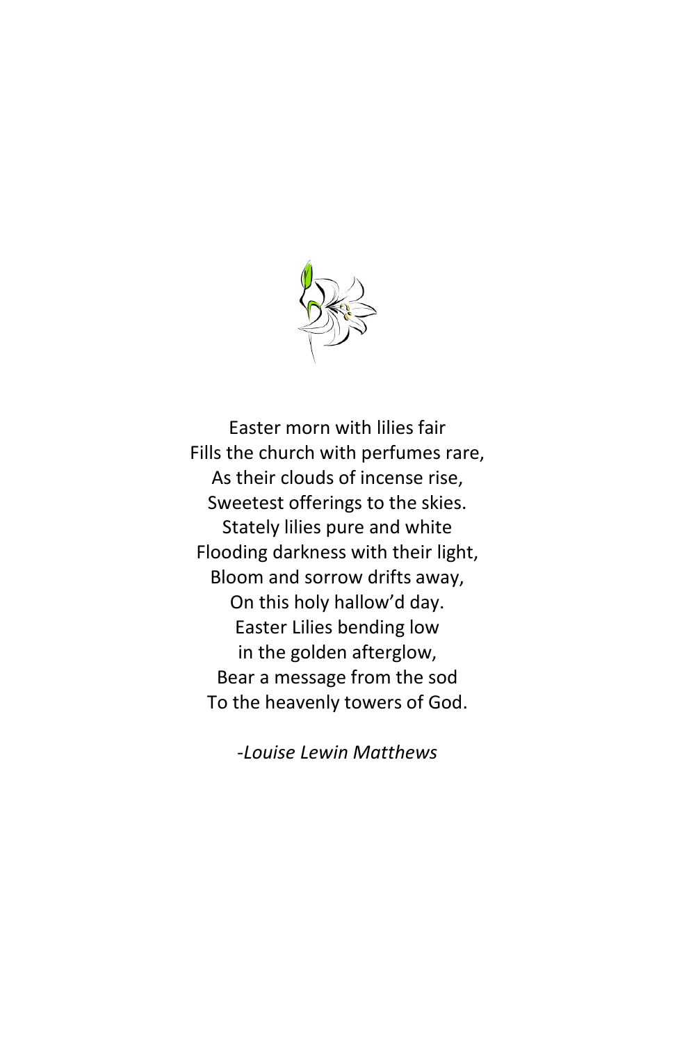Easter morn with lilies fair  
Fills the church with perfumes rare,  
As their clouds of incense rise,  
Sweetest offerings to the skies.  
Stately lilies pure and white  
Flooding darkness with their light,  
Bloom and sorrow drifts away,  
On this holy hallow'd day.  
Easter Lilies bending low  
in the golden afterglow,  
Bear a message from the sod  
To the heavenly towers of God.

*-Louise Lewin Matthews*